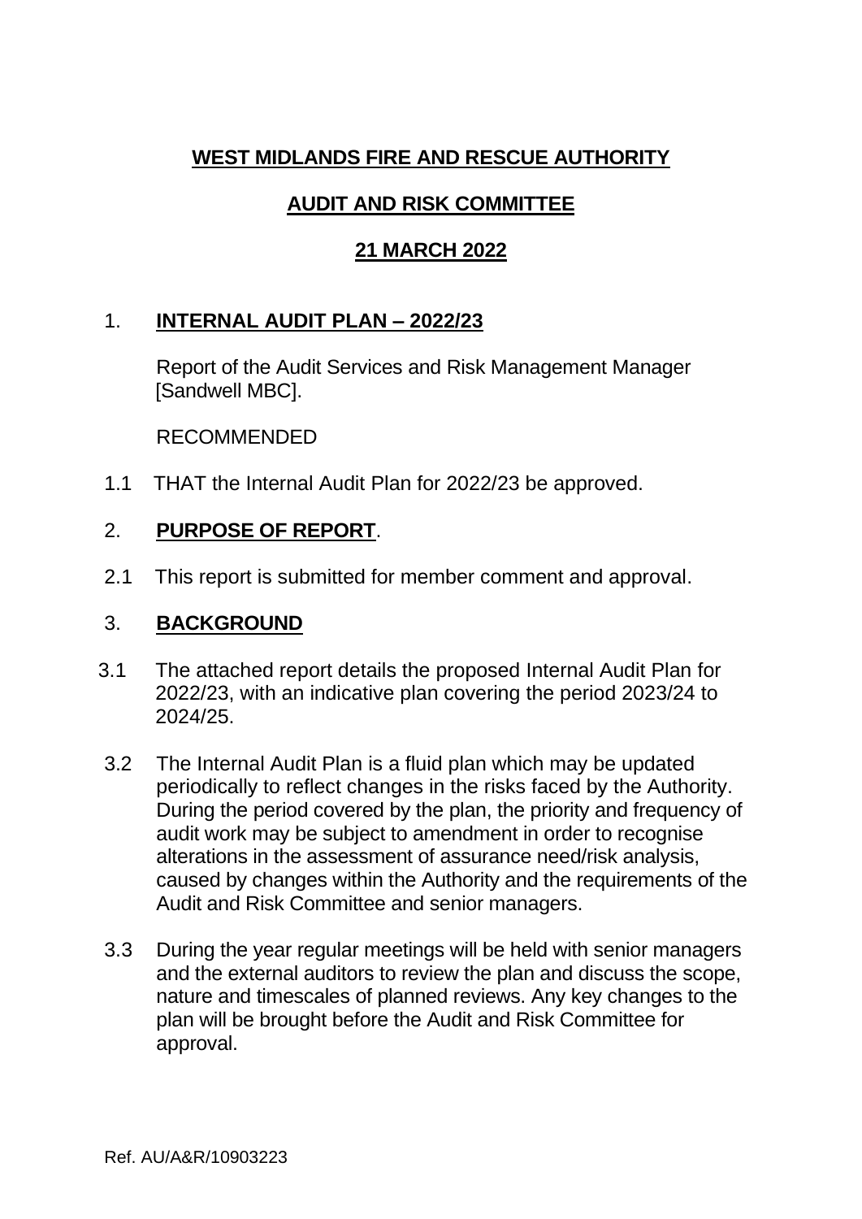**WEST MIDLANDS FIRE AND RESCUE AUTHORITY**

**AUDIT AND RISK COMMITTEE**

**21 MARCH 2022**

1. **INTERNAL AUDIT PLAN – 2022/23**

   Report of the Audit Services and Risk Management Manager [Sandwell MBC].

   RECOMMENDED

1.1 THAT the Internal Audit Plan for 2022/23 be approved.

2. **PURPOSE OF REPORT**.

2.1 This report is submitted for member comment and approval.

3. **BACKGROUND**

3.1 The attached report details the proposed Internal Audit Plan for 2022/23, with an indicative plan covering the period 2023/24 to 2024/25.

3.2 The Internal Audit Plan is a fluid plan which may be updated periodically to reflect changes in the risks faced by the Authority. During the period covered by the plan, the priority and frequency of audit work may be subject to amendment in order to recognise alterations in the assessment of assurance need/risk analysis, caused by changes within the Authority and the requirements of the Audit and Risk Committee and senior managers.

3.3 During the year regular meetings will be held with senior managers and the external auditors to review the plan and discuss the scope, nature and timescales of planned reviews. Any key changes to the plan will be brought before the Audit and Risk Committee for approval.

Ref. AU/A&R/10903223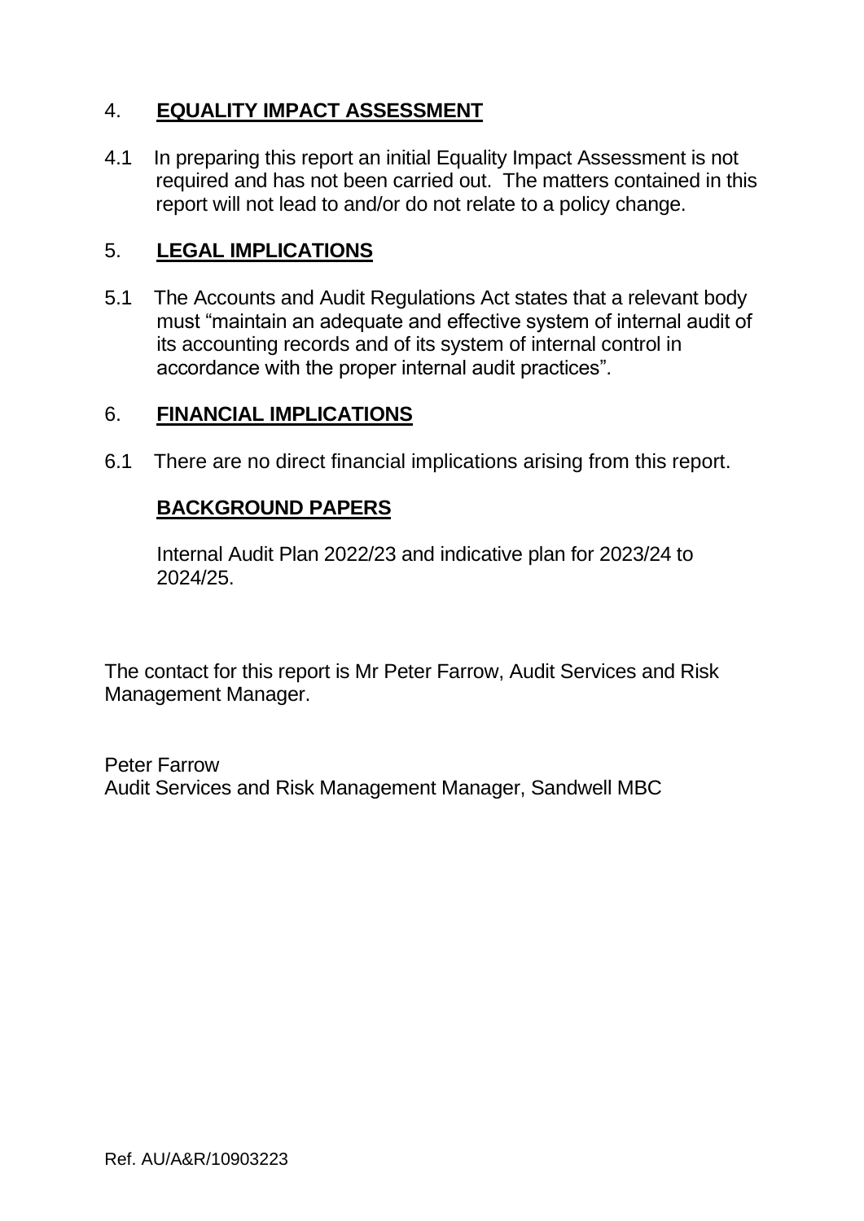## 4. **EQUALITY IMPACT ASSESSMENT**

4.1 In preparing this report an initial Equality Impact Assessment is not required and has not been carried out. The matters contained in this report will not lead to and/or do not relate to a policy change.

## 5. **LEGAL IMPLICATIONS**

5.1 The Accounts and Audit Regulations Act states that a relevant body must "maintain an adequate and effective system of internal audit of its accounting records and of its system of internal control in accordance with the proper internal audit practices".

## 6. **FINANCIAL IMPLICATIONS**

6.1 There are no direct financial implications arising from this report.

## **BACKGROUND PAPERS**

Internal Audit Plan 2022/23 and indicative plan for 2023/24 to 2024/25.

The contact for this report is Mr Peter Farrow, Audit Services and Risk Management Manager.

Peter Farrow
Audit Services and Risk Management Manager, Sandwell MBC

Ref. AU/A&R/10903223